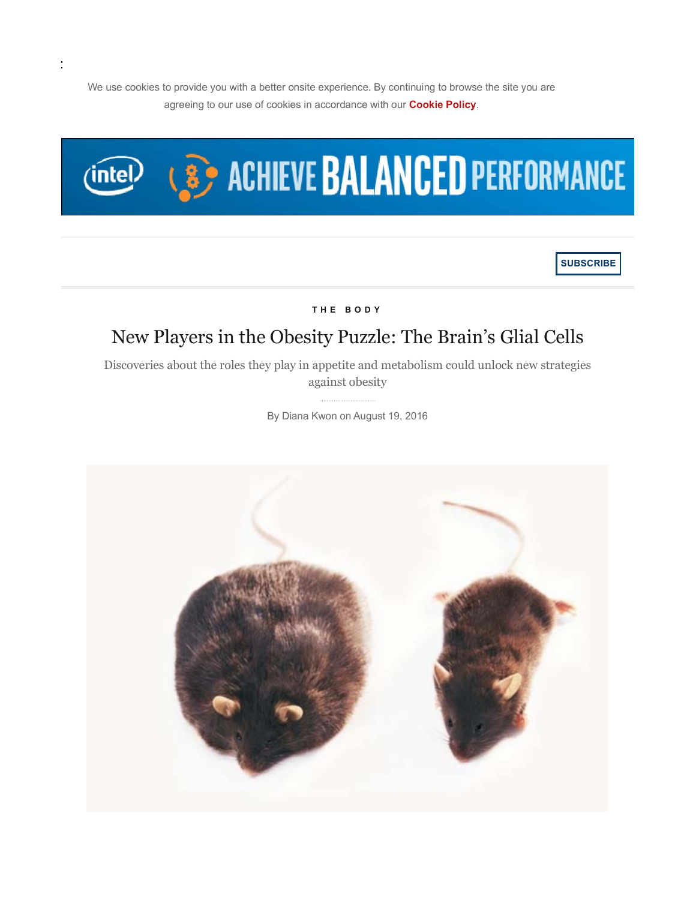We use cookies to provide you with a better onsite experience. By continuing to browse the site you are agreeing to our use of cookies in accordance with our **Cookie Policy**.

SUBSCRIBE

THE BODY

# New Players in the Obesity Puzzle: The Brain's Glial Cells

Discoveries about the roles they play in appetite and metabolism could unlock new strategies against obesity

By Diana Kwon on August 19, 2016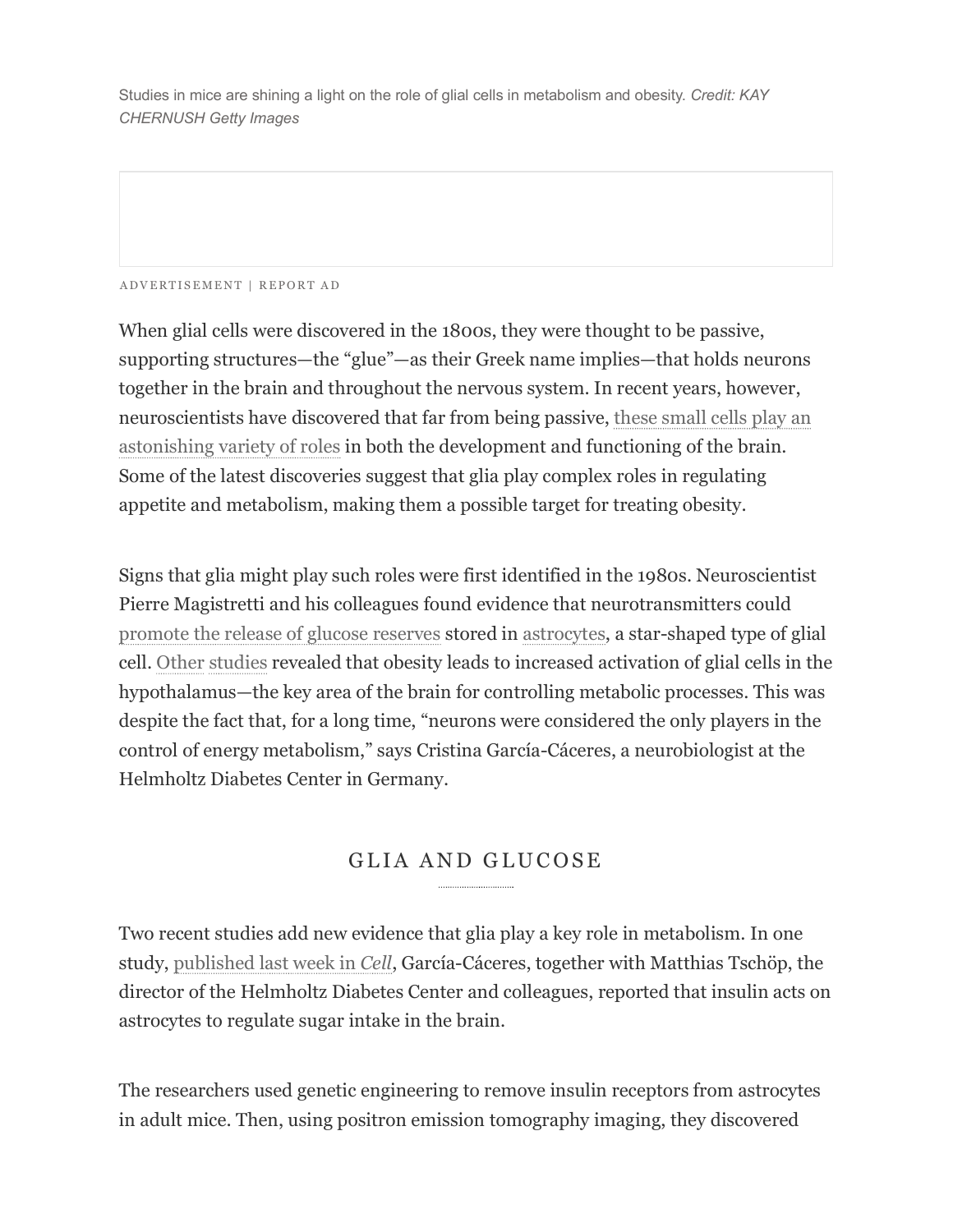Studies in mice are shining a light on the role of glial cells in metabolism and obesity. *Credit: KAY CHERNUSH Getty Images*

When glial cells were discovered in the 1800s, they were thought to be passive, supporting structures—the "glue"—as their Greek name implies—that holds neurons together in the brain and throughout the nervous system. In recent years, however, neuroscientists have discovered that far from being passive, these small cells play an astonishing variety of roles in both the development and functioning of the brain. Some of the latest discoveries suggest that glia play complex roles in regulating appetite and metabolism, making them a possible target for treating obesity.

Signs that glia might play such roles were first identified in the 1980s. Neuroscientist Pierre Magistretti and his colleagues found evidence that neurotransmitters could promote the release of glucose reserves stored in astrocytes, a star-shaped type of glial cell. Other studies revealed that obesity leads to increased activation of glial cells in the hypothalamus—the key area of the brain for controlling metabolic processes. This was despite the fact that, for a long time, "neurons were considered the only players in the control of energy metabolism," says Cristina García-Cáceres, a neurobiologist at the Helmholtz Diabetes Center in Germany.

## GLIA AND GLUCOSE

Two recent studies add new evidence that glia play a key role in metabolism. In one study, published last week in *Cell*, García-Cáceres, together with Matthias Tschöp, the director of the Helmholtz Diabetes Center and colleagues, reported that insulin acts on astrocytes to regulate sugar intake in the brain.

The researchers used genetic engineering to remove insulin receptors from astrocytes in adult mice. Then, using positron emission tomography imaging, they discovered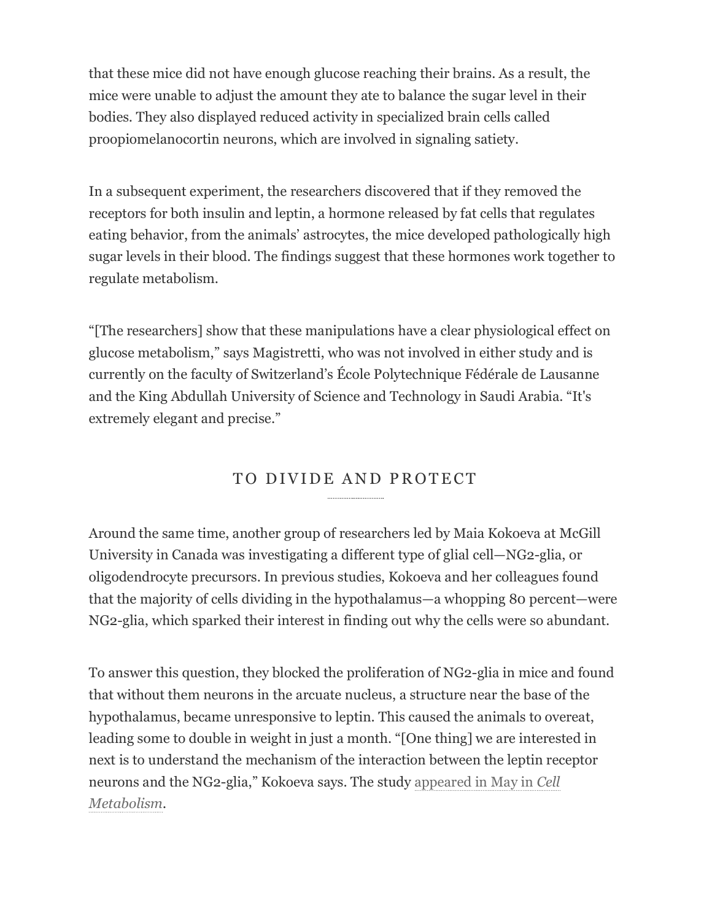that these mice did not have enough glucose reaching their brains. As a result, the mice were unable to adjust the amount they ate to balance the sugar level in their bodies. They also displayed reduced activity in specialized brain cells called proopiomelanocortin neurons, which are involved in signaling satiety.

In a subsequent experiment, the researchers discovered that if they removed the receptors for both insulin and leptin, a hormone released by fat cells that regulates eating behavior, from the animals' astrocytes, the mice developed pathologically high sugar levels in their blood. The findings suggest that these hormones work together to regulate metabolism.

"[The researchers] show that these manipulations have a clear physiological effect on glucose metabolism," says Magistretti, who was not involved in either study and is currently on the faculty of Switzerland's École Polytechnique Fédérale de Lausanne and the King Abdullah University of Science and Technology in Saudi Arabia. "It's extremely elegant and precise."

## TO DIVIDE AND PROTECT

Around the same time, another group of researchers led by Maia Kokoeva at McGill University in Canada was investigating a different type of glial cell—NG2-glia, or oligodendrocyte precursors. In previous studies, Kokoeva and her colleagues found that the majority of cells dividing in the hypothalamus—a whopping 80 percent—were NG2-glia, which sparked their interest in finding out why the cells were so abundant.

To answer this question, they blocked the proliferation of NG2-glia in mice and found that without them neurons in the arcuate nucleus, a structure near the base of the hypothalamus, became unresponsive to leptin. This caused the animals to overeat, leading some to double in weight in just a month. "[One thing] we are interested in next is to understand the mechanism of the interaction between the leptin receptor neurons and the NG2-glia," Kokoeva says. The study appeared in May in *Cell Metabolism*.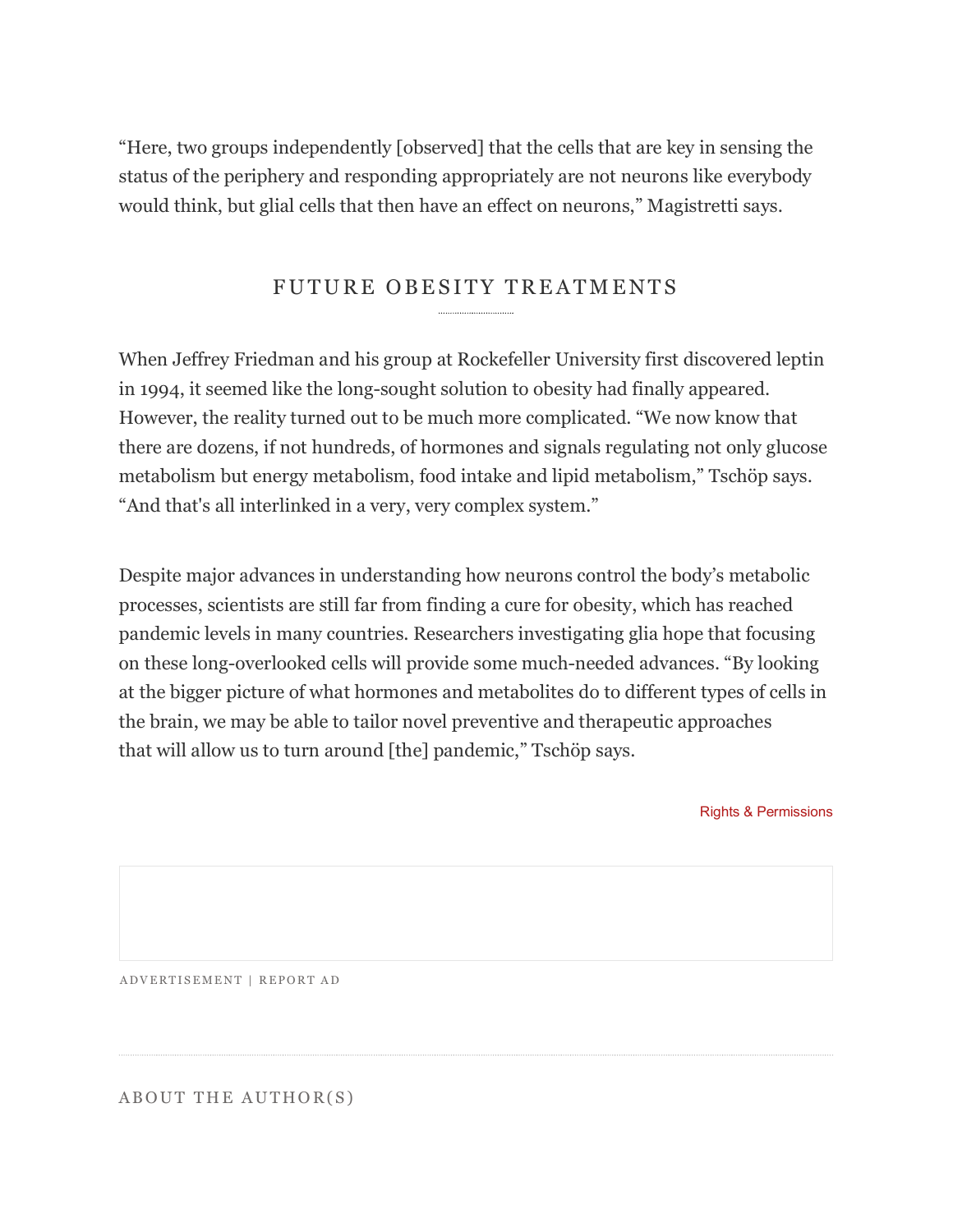“Here, two groups independently [observed] that the cells that are key in sensing the status of the periphery and responding appropriately are not neurons like everybody would think, but glial cells that then have an effect on neurons,” Magistretti says.

## FUTURE OBESITY TREATMENTS

When Jeffrey Friedman and his group at Rockefeller University first discovered leptin in 1994, it seemed like the long-sought solution to obesity had finally appeared. However, the reality turned out to be much more complicated. “We now know that there are dozens, if not hundreds, of hormones and signals regulating not only glucose metabolism but energy metabolism, food intake and lipid metabolism,” Tschöp says. “And that's all interlinked in a very, very complex system.”

Despite major advances in understanding how neurons control the body’s metabolic processes, scientists are still far from finding a cure for obesity, which has reached pandemic levels in many countries. Researchers investigating glia hope that focusing on these long-overlooked cells will provide some much-needed advances. “By looking at the bigger picture of what hormones and metabolites do to different types of cells in the brain, we may be able to tailor novel preventive and therapeutic approaches that will allow us to turn around [the] pandemic,” Tschöp says.

Rights & Permissions

ADVERTISEMENT | REPORT AD

## ABOUT THE AUTHOR(S)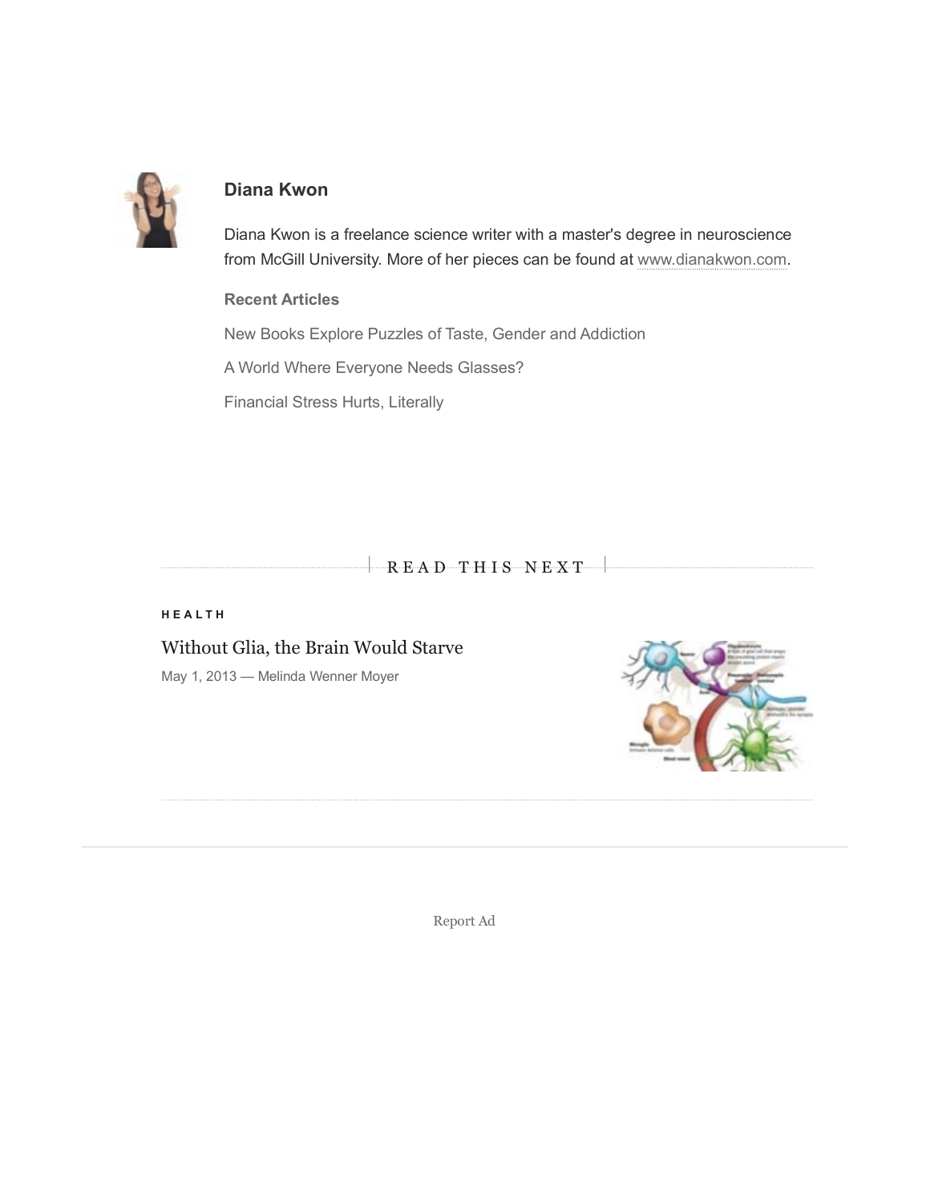**Diana Kwon**

Diana Kwon is a freelance science writer with a master's degree in neuroscience from McGill University. More of her pieces can be found at www.dianakwon.com.

**Recent Articles**

New Books Explore Puzzles of Taste, Gender and Addiction

A World Where Everyone Needs Glasses?

Financial Stress Hurts, Literally

READ THIS NEXT

HEALTH

Without Glia, the Brain Would Starve

May 1, 2013 — Melinda Wenner Moyer

Report Ad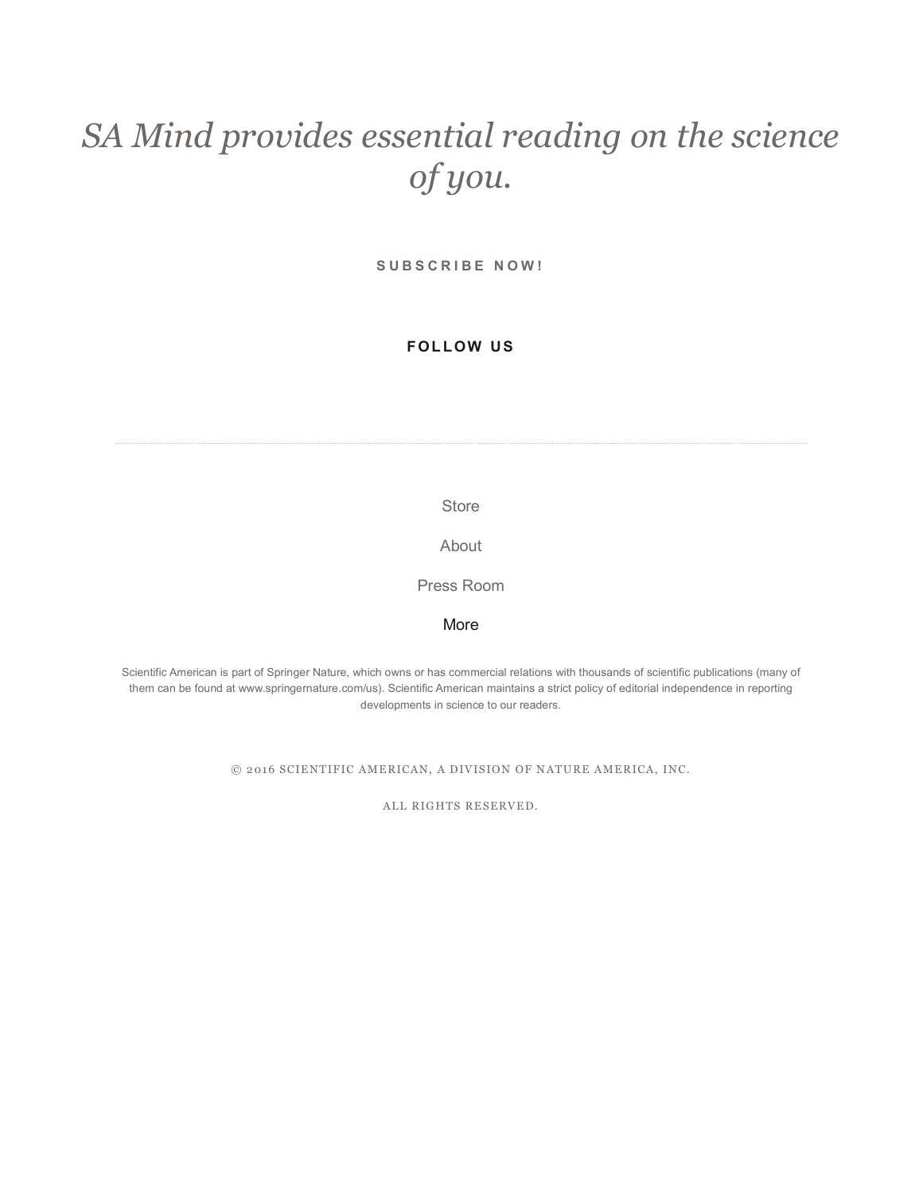*SA Mind provides essential reading on the science of you.*

**SUBSCRIBE NOW!**

**FOLLOW US**

---

Store

About

Press Room

More

Scientific American is part of Springer Nature, which owns or has commercial relations with thousands of scientific publications (many of them can be found at www.springernature.com/us). Scientific American maintains a strict policy of editorial independence in reporting developments in science to our readers.

© 2016 SCIENTIFIC AMERICAN, A DIVISION OF NATURE AMERICA, INC.

ALL RIGHTS RESERVED.